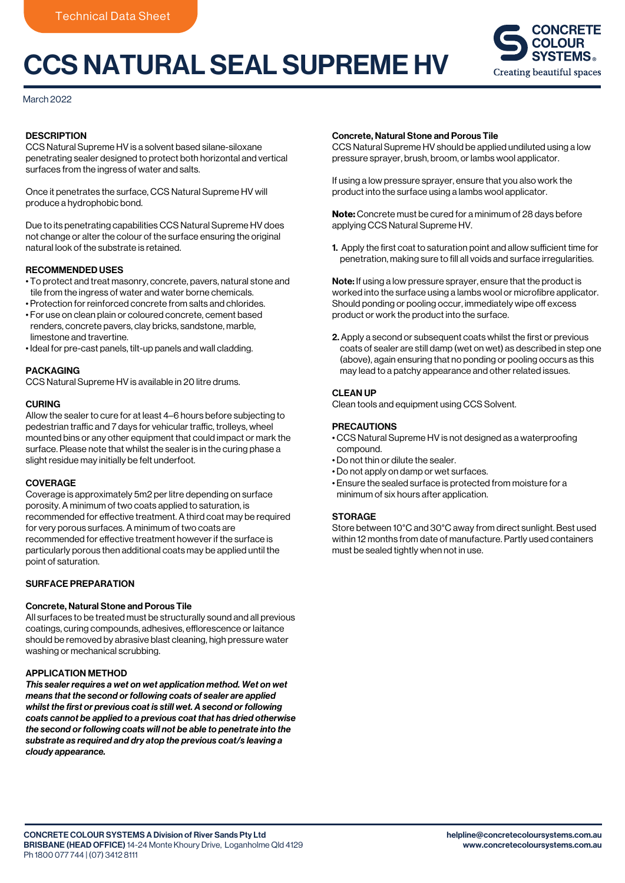Technical Data Sheet

# CCS NATURAL SEAL SUPREME HV

CONCRETE COLOUR SYSTEMS®
Creating beautiful spaces

March 2022

## DESCRIPTION

CCS Natural Supreme HV is a solvent based silane-siloxane penetrating sealer designed to protect both horizontal and vertical surfaces from the ingress of water and salts.

Once it penetrates the surface, CCS Natural Supreme HV will produce a hydrophobic bond.

Due to its penetrating capabilities CCS Natural Supreme HV does not change or alter the colour of the surface ensuring the original natural look of the substrate is retained.

## RECOMMENDED USES

- To protect and treat masonry, concrete, pavers, natural stone and tile from the ingress of water and water borne chemicals.
- Protection for reinforced concrete from salts and chlorides.
- For use on clean plain or coloured concrete, cement based renders, concrete pavers, clay bricks, sandstone, marble, limestone and travertine.
- Ideal for pre-cast panels, tilt-up panels and wall cladding.

## PACKAGING

CCS Natural Supreme HV is available in 20 litre drums.

## CURING

Allow the sealer to cure for at least 4–6 hours before subjecting to pedestrian traffic and 7 days for vehicular traffic, trolleys, wheel mounted bins or any other equipment that could impact or mark the surface. Please note that whilst the sealer is in the curing phase a slight residue may initially be felt underfoot.

## COVERAGE

Coverage is approximately 5m2 per litre depending on surface porosity. A minimum of two coats applied to saturation, is recommended for effective treatment. A third coat may be required for very porous surfaces. A minimum of two coats are recommended for effective treatment however if the surface is particularly porous then additional coats may be applied until the point of saturation.

## SURFACE PREPARATION

### Concrete, Natural Stone and Porous Tile

All surfaces to be treated must be structurally sound and all previous coatings, curing compounds, adhesives, efflorescence or laitance should be removed by abrasive blast cleaning, high pressure water washing or mechanical scrubbing.

## APPLICATION METHOD

***This sealer requires a wet on wet application method. Wet on wet means that the second or following coats of sealer are applied whilst the first or previous coat is still wet. A second or following coats cannot be applied to a previous coat that has dried otherwise the second or following coats will not be able to penetrate into the substrate as required and dry atop the previous coat/s leaving a cloudy appearance.***

### Concrete, Natural Stone and Porous Tile

CCS Natural Supreme HV should be applied undiluted using a low pressure sprayer, brush, broom, or lambs wool applicator.

If using a low pressure sprayer, ensure that you also work the product into the surface using a lambs wool applicator.

**Note:** Concrete must be cured for a minimum of 28 days before applying CCS Natural Supreme HV.

1. Apply the first coat to saturation point and allow sufficient time for penetration, making sure to fill all voids and surface irregularities.

**Note:** If using a low pressure sprayer, ensure that the product is worked into the surface using a lambs wool or microfibre applicator. Should ponding or pooling occur, immediately wipe off excess product or work the product into the surface.

2. Apply a second or subsequent coats whilst the first or previous coats of sealer are still damp (wet on wet) as described in step one (above), again ensuring that no ponding or pooling occurs as this may lead to a patchy appearance and other related issues.

## CLEAN UP

Clean tools and equipment using CCS Solvent.

## PRECAUTIONS

- CCS Natural Supreme HV is not designed as a waterproofing compound.
- Do not thin or dilute the sealer.
- Do not apply on damp or wet surfaces.
- Ensure the sealed surface is protected from moisture for a minimum of six hours after application.

## STORAGE

Store between 10°C and 30°C away from direct sunlight. Best used within 12 months from date of manufacture. Partly used containers must be sealed tightly when not in use.

**CONCRETE COLOUR SYSTEMS A Division of River Sands Pty Ltd**
**BRISBANE (HEAD OFFICE)** 14-24 Monte Khoury Drive, Loganholme Qld 4129
Ph 1800 077 744 | (07) 3412 8111

**helpline@concretecoloursystems.com.au**
**www.concretecoloursystems.com.au**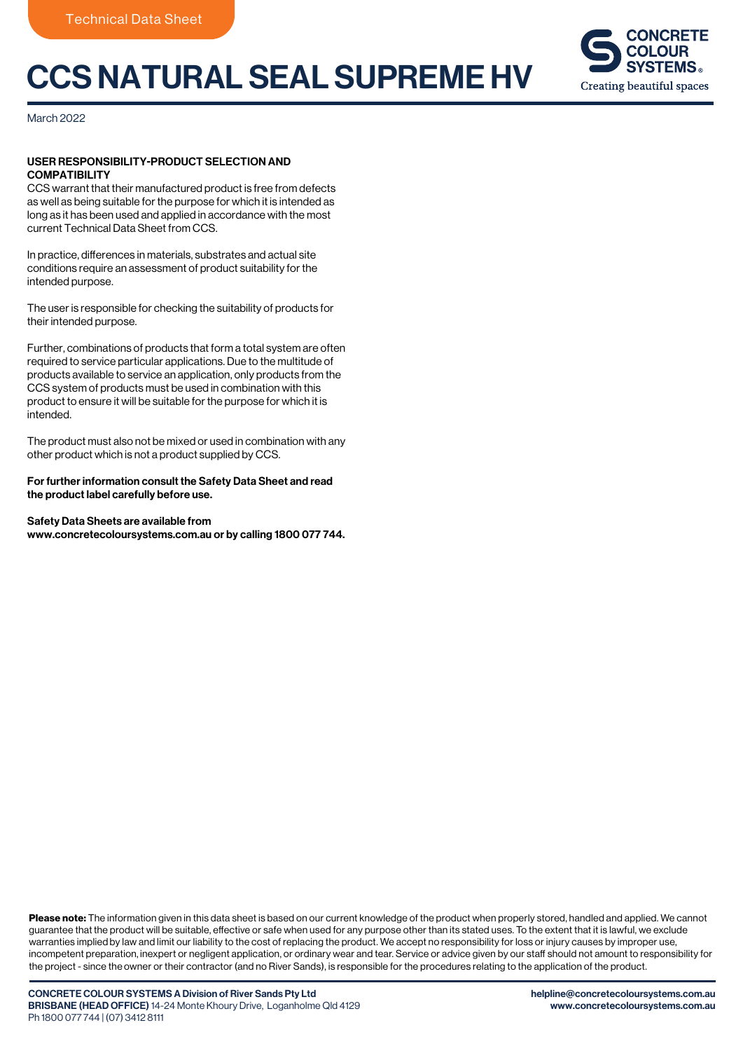# CCS NATURAL SEAL SUPREME HV

March 2022

**USER RESPONSIBILITY-PRODUCT SELECTION AND COMPATIBILITY**

CCS warrant that their manufactured product is free from defects as well as being suitable for the purpose for which it is intended as long as it has been used and applied in accordance with the most current Technical Data Sheet from CCS.

In practice, differences in materials, substrates and actual site conditions require an assessment of product suitability for the intended purpose.

The user is responsible for checking the suitability of products for their intended purpose.

Further, combinations of products that form a total system are often required to service particular applications. Due to the multitude of products available to service an application, only products from the CCS system of products must be used in combination with this product to ensure it will be suitable for the purpose for which it is intended.

The product must also not be mixed or used in combination with any other product which is not a product supplied by CCS.

**For further information consult the Safety Data Sheet and read the product label carefully before use.**

**Safety Data Sheets are available from www.concretecoloursystems.com.au or by calling 1800 077 744.**

**Please note:** The information given in this data sheet is based on our current knowledge of the product when properly stored, handled and applied. We cannot guarantee that the product will be suitable, effective or safe when used for any purpose other than its stated uses. To the extent that it is lawful, we exclude warranties implied by law and limit our liability to the cost of replacing the product. We accept no responsibility for loss or injury causes by improper use, incompetent preparation, inexpert or negligent application, or ordinary wear and tear. Service or advice given by our staff should not amount to responsibility for the project - since the owner or their contractor (and no River Sands), is responsible for the procedures relating to the application of the product.